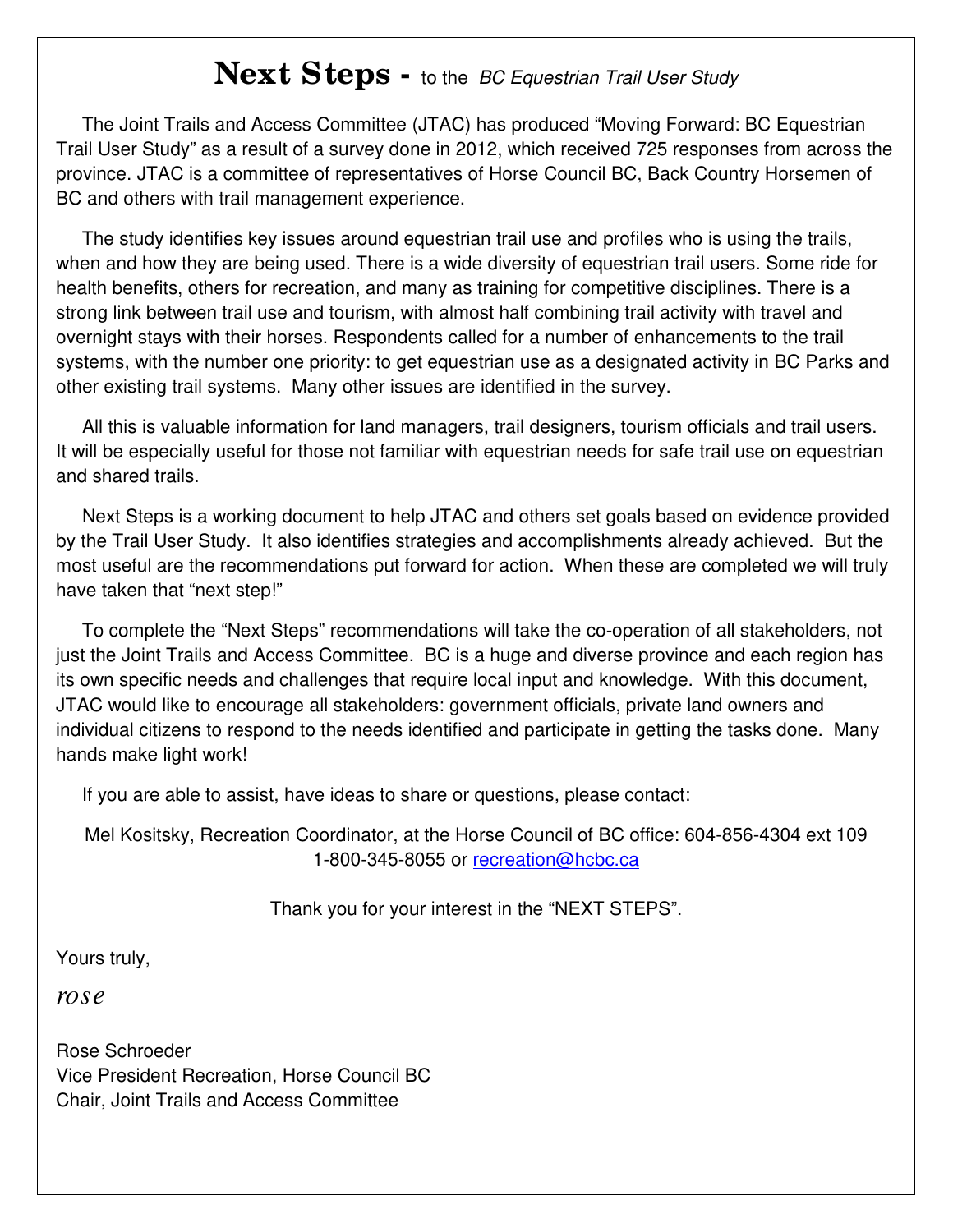# **Next Steps -** to the *BC Equestrian Trail User Study*

The Joint Trails and Access Committee (JTAC) has produced "Moving Forward: BC Equestrian Trail User Study" as a result of a survey done in 2012, which received 725 responses from across the province. JTAC is a committee of representatives of Horse Council BC, Back Country Horsemen of BC and others with trail management experience.

The study identifies key issues around equestrian trail use and profiles who is using the trails, when and how they are being used. There is a wide diversity of equestrian trail users. Some ride for health benefits, others for recreation, and many as training for competitive disciplines. There is a strong link between trail use and tourism, with almost half combining trail activity with travel and overnight stays with their horses. Respondents called for a number of enhancements to the trail systems, with the number one priority: to get equestrian use as a designated activity in BC Parks and other existing trail systems. Many other issues are identified in the survey.

All this is valuable information for land managers, trail designers, tourism officials and trail users. It will be especially useful for those not familiar with equestrian needs for safe trail use on equestrian and shared trails.

Next Steps is a working document to help JTAC and others set goals based on evidence provided by the Trail User Study. It also identifies strategies and accomplishments already achieved. But the most useful are the recommendations put forward for action. When these are completed we will truly have taken that "next step!"

To complete the "Next Steps" recommendations will take the co-operation of all stakeholders, not just the Joint Trails and Access Committee. BC is a huge and diverse province and each region has its own specific needs and challenges that require local input and knowledge. With this document, JTAC would like to encourage all stakeholders: government officials, private land owners and individual citizens to respond to the needs identified and participate in getting the tasks done. Many hands make light work!

If you are able to assist, have ideas to share or questions, please contact:

Mel Kositsky, Recreation Coordinator, at the Horse Council of BC office: 604-856-4304 ext 109
1-800-345-8055 or recreation@hcbc.ca

Thank you for your interest in the "NEXT STEPS".

Yours truly,

*rose*

Rose Schroeder
Vice President Recreation, Horse Council BC
Chair, Joint Trails and Access Committee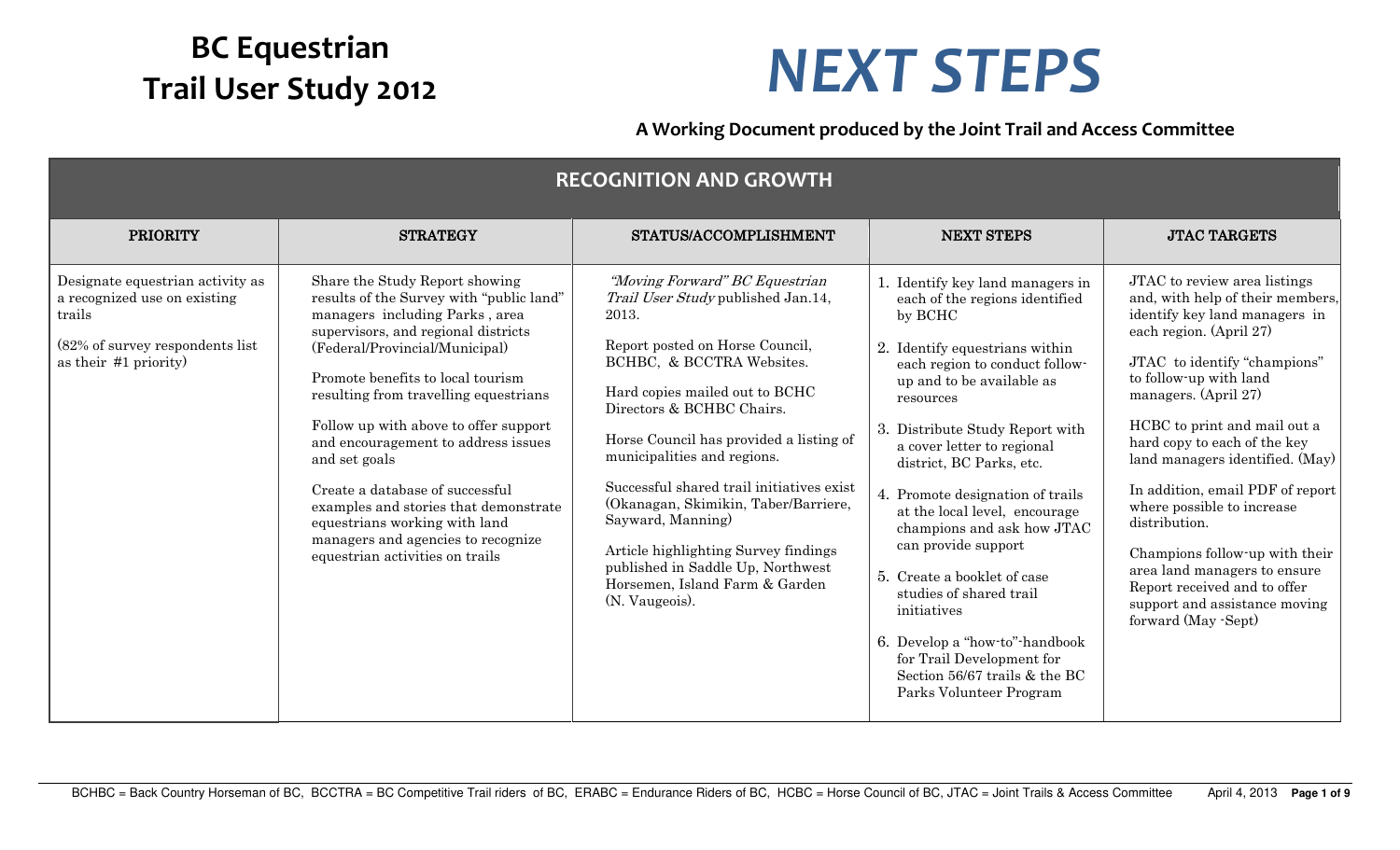# BC Equestrian Trail User Study 2012

# *NEXT STEPS*

**A Working Document produced by the Joint Trail and Access Committee**

## RECOGNITION AND GROWTH

| PRIORITY | STRATEGY | STATUS/ACCOMPLISHMENT | NEXT STEPS | JTAC TARGETS |
|---|---|---|---|---|
| Designate equestrian activity as a recognized use on existing trails<br><br>(82% of survey respondents list as their #1 priority) | Share the Study Report showing results of the Survey with "public land" managers including Parks , area supervisors, and regional districts (Federal/Provincial/Municipal)<br><br>Promote benefits to local tourism resulting from travelling equestrians<br><br>Follow up with above to offer support and encouragement to address issues and set goals<br><br>Create a database of successful examples and stories that demonstrate equestrians working with land managers and agencies to recognize equestrian activities on trails | *"Moving Forward" BC Equestrian Trail User Study* published Jan.14, 2013.<br><br>Report posted on Horse Council, BCHBC, & BCCTRA Websites.<br><br>Hard copies mailed out to BCHC Directors & BCHBC Chairs.<br><br>Horse Council has provided a listing of municipalities and regions.<br><br>Successful shared trail initiatives exist (Okanagan, Skimikin, Taber/Barriere, Sayward, Manning)<br><br>Article highlighting Survey findings published in Saddle Up, Northwest Horsemen, Island Farm & Garden (N. Vaugeois). | 1. Identify key land managers in each of the regions identified by BCHC<br><br>2. Identify equestrians within each region to conduct follow-up and to be available as resources<br><br>3. Distribute Study Report with a cover letter to regional district, BC Parks, etc.<br><br>4. Promote designation of trails at the local level, encourage champions and ask how JTAC can provide support<br><br>5. Create a booklet of case studies of shared trail initiatives<br><br>6. Develop a "how-to"-handbook for Trail Development for Section 56/67 trails & the BC Parks Volunteer Program | JTAC to review area listings and, with help of their members, identify key land managers in each region. (April 27)<br><br>JTAC to identify "champions" to follow-up with land managers. (April 27)<br><br>HCBC to print and mail out a hard copy to each of the key land managers identified. (May)<br><br>In addition, email PDF of report where possible to increase distribution.<br><br>Champions follow-up with their area land managers to ensure Report received and to offer support and assistance moving forward (May -Sept) |

BCHBC = Back Country Horseman of BC, BCCTRA = BC Competitive Trail riders of BC, ERABC = Endurance Riders of BC, HCBC = Horse Council of BC, JTAC = Joint Trails & Access Committee April 4, 2013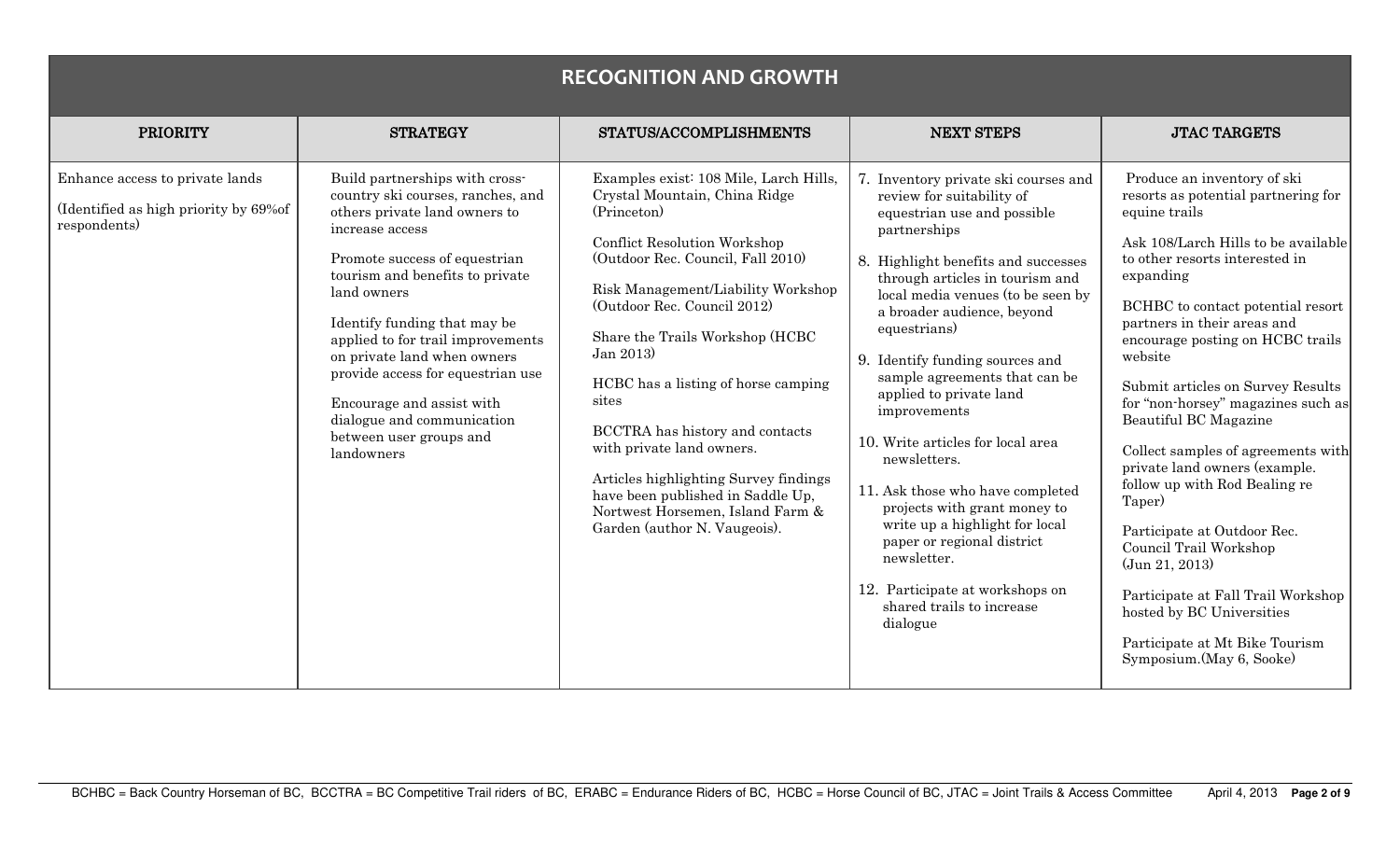## RECOGNITION AND GROWTH

| PRIORITY | STRATEGY | STATUS/ACCOMPLISHMENTS | NEXT STEPS | JTAC TARGETS |
|---|---|---|---|---|
| Enhance access to private lands<br><br>(Identified as high priority by 69%of respondents) | Build partnerships with cross-country ski courses, ranches, and others private land owners to increase access<br><br>Promote success of equestrian tourism and benefits to private land owners<br><br>Identify funding that may be applied to for trail improvements on private land when owners provide access for equestrian use<br><br>Encourage and assist with dialogue and communication between user groups and landowners | Examples exist: 108 Mile, Larch Hills, Crystal Mountain, China Ridge (Princeton)<br><br>Conflict Resolution Workshop (Outdoor Rec. Council, Fall 2010)<br><br>Risk Management/Liability Workshop (Outdoor Rec. Council 2012)<br><br>Share the Trails Workshop (HCBC Jan 2013)<br><br>HCBC has a listing of horse camping sites<br><br>BCCTRA has history and contacts with private land owners.<br><br>Articles highlighting Survey findings have been published in Saddle Up, Nortwest Horsemen, Island Farm & Garden (author N. Vaugeois). | 7. Inventory private ski courses and review for suitability of equestrian use and possible partnerships<br><br>8. Highlight benefits and successes through articles in tourism and local media venues (to be seen by a broader audience, beyond equestrians)<br><br>9. Identify funding sources and sample agreements that can be applied to private land improvements<br><br>10. Write articles for local area newsletters.<br><br>11. Ask those who have completed projects with grant money to write up a highlight for local paper or regional district newsletter.<br><br>12. Participate at workshops on shared trails to increase dialogue | Produce an inventory of ski resorts as potential partnering for equine trails<br><br>Ask 108/Larch Hills to be available to other resorts interested in expanding<br><br>BCHBC to contact potential resort partners in their areas and encourage posting on HCBC trails website<br><br>Submit articles on Survey Results for "non-horsey" magazines such as Beautiful BC Magazine<br><br>Collect samples of agreements with private land owners (example. follow up with Rod Bealing re Taper)<br><br>Participate at Outdoor Rec. Council Trail Workshop (Jun 21, 2013)<br><br>Participate at Fall Trail Workshop hosted by BC Universities<br><br>Participate at Mt Bike Tourism Symposium.(May 6, Sooke) |

BCHBC = Back Country Horseman of BC, BCCTRA = BC Competitive Trail riders of BC, ERABC = Endurance Riders of BC, HCBC = Horse Council of BC, JTAC = Joint Trails & Access Committee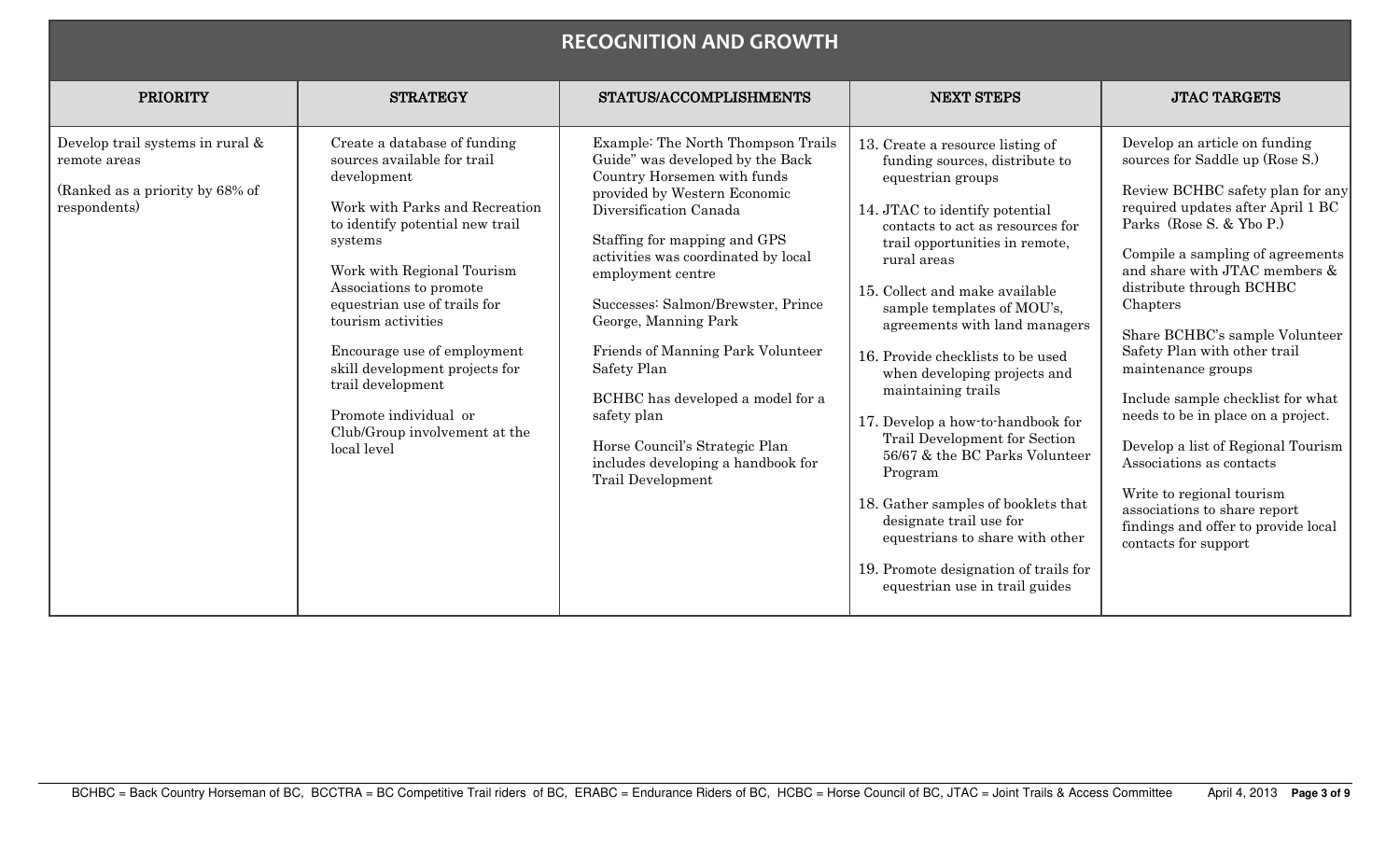## RECOGNITION AND GROWTH

| PRIORITY | STRATEGY | STATUS/ACCOMPLISHMENTS | NEXT STEPS | JTAC TARGETS |
|---|---|---|---|---|
| Develop trail systems in rural & remote areas<br><br>(Ranked as a priority by 68% of respondents) | Create a database of funding sources available for trail development<br><br>Work with Parks and Recreation to identify potential new trail systems<br><br>Work with Regional Tourism Associations to promote equestrian use of trails for tourism activities<br><br>Encourage use of employment skill development projects for trail development<br><br>Promote individual or Club/Group involvement at the local level | Example: The North Thompson Trails Guide" was developed by the Back Country Horsemen with funds provided by Western Economic Diversification Canada<br><br>Staffing for mapping and GPS activities was coordinated by local employment centre<br><br>Successes: Salmon/Brewster, Prince George, Manning Park<br><br>Friends of Manning Park Volunteer Safety Plan<br><br>BCHBC has developed a model for a safety plan<br><br>Horse Council's Strategic Plan includes developing a handbook for Trail Development | 13. Create a resource listing of funding sources, distribute to equestrian groups<br><br>14. JTAC to identify potential contacts to act as resources for trail opportunities in remote, rural areas<br><br>15. Collect and make available sample templates of MOU's, agreements with land managers<br><br>16. Provide checklists to be used when developing projects and maintaining trails<br><br>17. Develop a how-to-handbook for Trail Development for Section 56/67 & the BC Parks Volunteer Program<br><br>18. Gather samples of booklets that designate trail use for equestrians to share with other<br><br>19. Promote designation of trails for equestrian use in trail guides | Develop an article on funding sources for Saddle up (Rose S.)<br><br>Review BCHBC safety plan for any required updates after April 1 BC Parks (Rose S. & Ybo P.)<br><br>Compile a sampling of agreements and share with JTAC members & distribute through BCHBC Chapters<br><br>Share BCHBC's sample Volunteer Safety Plan with other trail maintenance groups<br><br>Include sample checklist for what needs to be in place on a project.<br><br>Develop a list of Regional Tourism Associations as contacts<br><br>Write to regional tourism associations to share report findings and offer to provide local contacts for support |

BCHBC = Back Country Horseman of BC, BCCTRA = BC Competitive Trail riders of BC, ERABC = Endurance Riders of BC, HCBC = Horse Council of BC, JTAC = Joint Trails & Access Committee April 4, 2013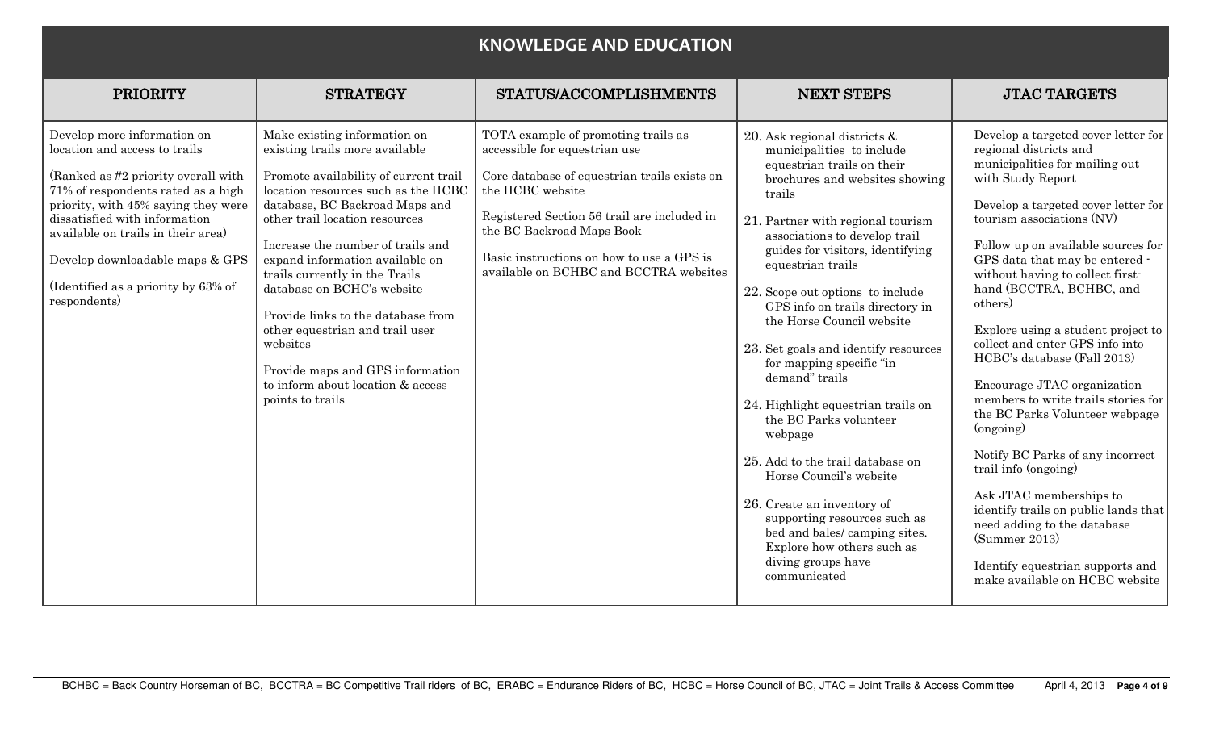## KNOWLEDGE AND EDUCATION

| PRIORITY | STRATEGY | STATUS/ACCOMPLISHMENTS | NEXT STEPS | JTAC TARGETS |
|---|---|---|---|---|
| Develop more information on location and access to trails<br><br>(Ranked as #2 priority overall with 71% of respondents rated as a high priority, with 45% saying they were dissatisfied with information available on trails in their area)<br><br>Develop downloadable maps & GPS<br><br>(Identified as a priority by 63% of respondents) | Make existing information on existing trails more available<br><br>Promote availability of current trail location resources such as the HCBC database, BC Backroad Maps and other trail location resources<br><br>Increase the number of trails and expand information available on trails currently in the Trails database on BCHC's website<br><br>Provide links to the database from other equestrian and trail user websites<br><br>Provide maps and GPS information to inform about location & access points to trails | TOTA example of promoting trails as accessible for equestrian use<br><br>Core database of equestrian trails exists on the HCBC website<br><br>Registered Section 56 trail are included in the BC Backroad Maps Book<br><br>Basic instructions on how to use a GPS is available on BCHBC and BCCTRA websites | 20. Ask regional districts & municipalities to include equestrian trails on their brochures and websites showing trails<br><br>21. Partner with regional tourism associations to develop trail guides for visitors, identifying equestrian trails<br><br>22. Scope out options to include GPS info on trails directory in the Horse Council website<br><br>23. Set goals and identify resources for mapping specific "in demand" trails<br><br>24. Highlight equestrian trails on the BC Parks volunteer webpage<br><br>25. Add to the trail database on Horse Council's website<br><br>26. Create an inventory of supporting resources such as bed and bales/ camping sites. Explore how others such as diving groups have communicated | Develop a targeted cover letter for regional districts and municipalities for mailing out with Study Report<br><br>Develop a targeted cover letter for tourism associations (NV)<br><br>Follow up on available sources for GPS data that may be entered - without having to collect first-hand (BCCTRA, BCHBC, and others)<br><br>Explore using a student project to collect and enter GPS info into HCBC's database (Fall 2013)<br><br>Encourage JTAC organization members to write trails stories for the BC Parks Volunteer webpage (ongoing)<br><br>Notify BC Parks of any incorrect trail info (ongoing)<br><br>Ask JTAC memberships to identify trails on public lands that need adding to the database (Summer 2013)<br><br>Identify equestrian supports and make available on HCBC website |

BCHBC = Back Country Horseman of BC, BCCTRA = BC Competitive Trail riders of BC, ERABC = Endurance Riders of BC, HCBC = Horse Council of BC, JTAC = Joint Trails & Access Committee April 4, 2013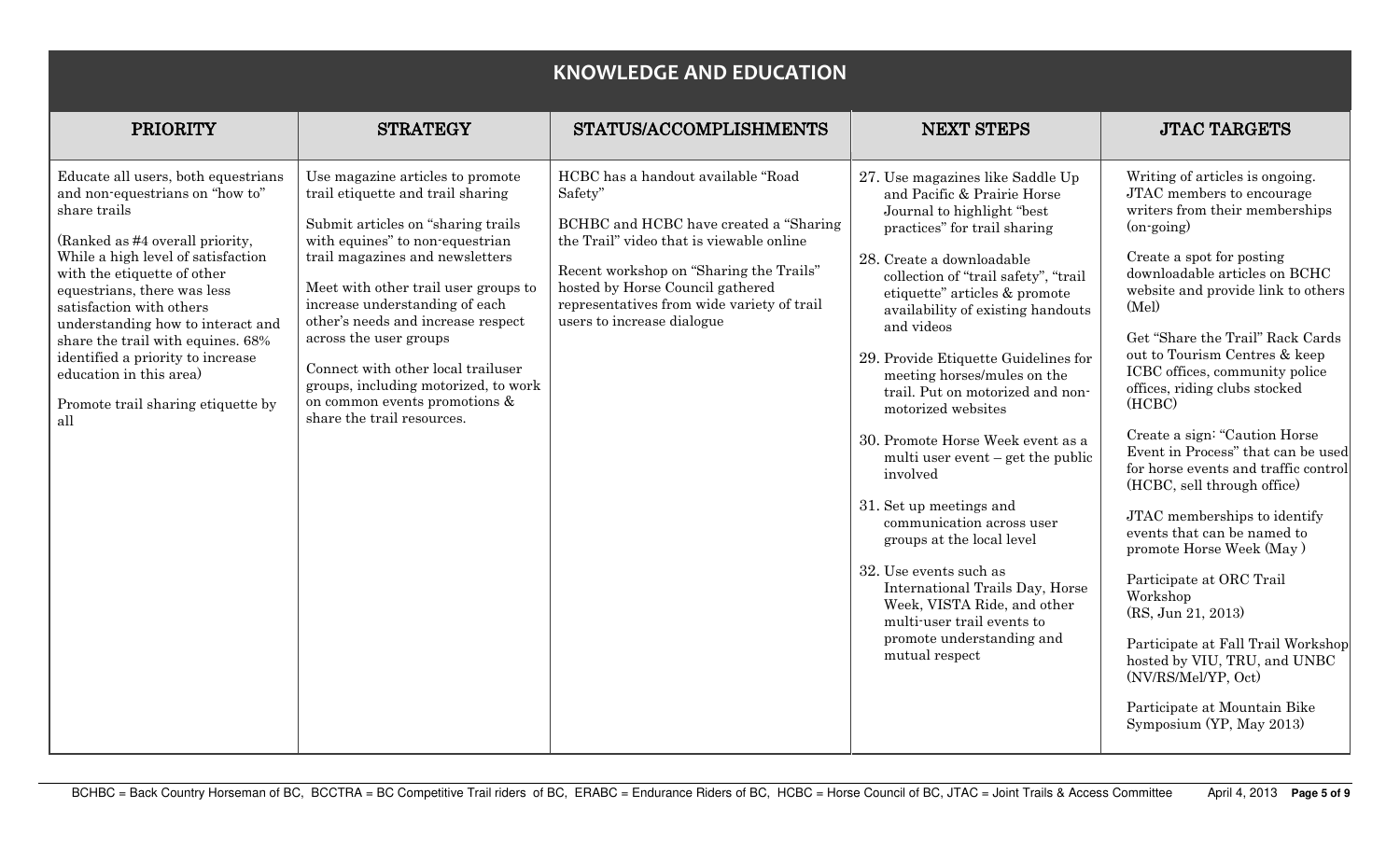# KNOWLEDGE AND EDUCATION

| PRIORITY | STRATEGY | STATUS/ACCOMPLISHMENTS | NEXT STEPS | JTAC TARGETS |
|---|---|---|---|---|
| Educate all users, both equestrians and non-equestrians on "how to" share trails<br><br>(Ranked as #4 overall priority, While a high level of satisfaction with the etiquette of other equestrians, there was less satisfaction with others understanding how to interact and share the trail with equines. 68% identified a priority to increase education in this area)<br><br>Promote trail sharing etiquette by all | Use magazine articles to promote trail etiquette and trail sharing<br><br>Submit articles on "sharing trails with equines" to non-equestrian trail magazines and newsletters<br><br>Meet with other trail user groups to increase understanding of each other's needs and increase respect across the user groups<br><br>Connect with other local trailuser groups, including motorized, to work on common events promotions & share the trail resources. | HCBC has a handout available "Road Safety"<br><br>BCHBC and HCBC have created a "Sharing the Trail" video that is viewable online<br><br>Recent workshop on "Sharing the Trails" hosted by Horse Council gathered representatives from wide variety of trail users to increase dialogue | 27. Use magazines like Saddle Up and Pacific & Prairie Horse Journal to highlight "best practices" for trail sharing<br><br>28. Create a downloadable collection of "trail safety", "trail etiquette" articles & promote availability of existing handouts and videos<br><br>29. Provide Etiquette Guidelines for meeting horses/mules on the trail. Put on motorized and non-motorized websites<br><br>30. Promote Horse Week event as a multi user event – get the public involved<br><br>31. Set up meetings and communication across user groups at the local level<br><br>32. Use events such as International Trails Day, Horse Week, VISTA Ride, and other multi-user trail events to promote understanding and mutual respect | Writing of articles is ongoing. JTAC members to encourage writers from their memberships (on-going)<br><br>Create a spot for posting downloadable articles on BCHC website and provide link to others (Mel)<br><br>Get "Share the Trail" Rack Cards out to Tourism Centres & keep ICBC offices, community police offices, riding clubs stocked (HCBC)<br><br>Create a sign: "Caution Horse Event in Process" that can be used for horse events and traffic control (HCBC, sell through office)<br><br>JTAC memberships to identify events that can be named to promote Horse Week (May )<br><br>Participate at ORC Trail Workshop (RS, Jun 21, 2013)<br><br>Participate at Fall Trail Workshop hosted by VIU, TRU, and UNBC (NV/RS/Mel/YP, Oct)<br><br>Participate at Mountain Bike Symposium (YP, May 2013) |

BCHBC = Back Country Horseman of BC, BCCTRA = BC Competitive Trail riders of BC, ERABC = Endurance Riders of BC, HCBC = Horse Council of BC, JTAC = Joint Trails & Access Committee April 4, 2013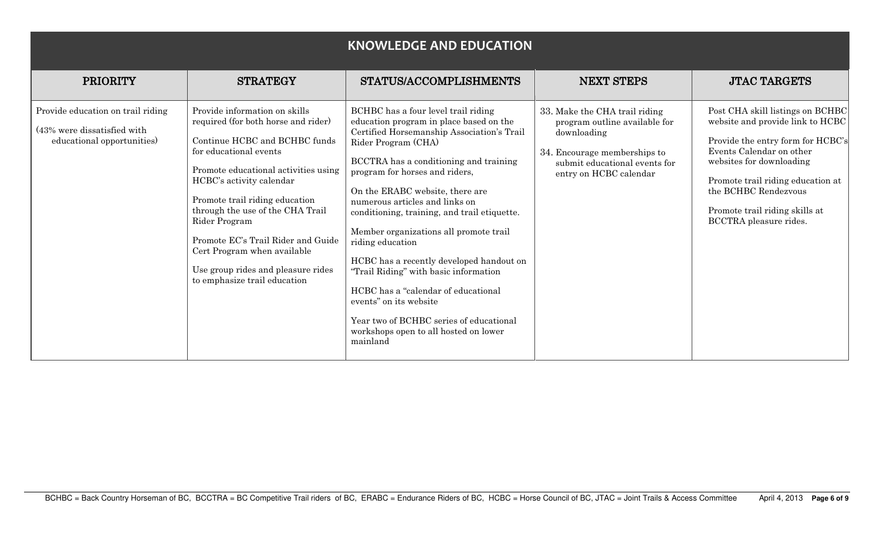## KNOWLEDGE AND EDUCATION

| PRIORITY | STRATEGY | STATUS/ACCOMPLISHMENTS | NEXT STEPS | JTAC TARGETS |
|---|---|---|---|---|
| Provide education on trail riding<br><br>(43% were dissatisfied with educational opportunities) | Provide information on skills required (for both horse and rider)<br><br>Continue HCBC and BCHBC funds for educational events<br><br>Promote educational activities using HCBC's activity calendar<br><br>Promote trail riding education through the use of the CHA Trail Rider Program<br><br>Promote EC's Trail Rider and Guide Cert Program when available<br><br>Use group rides and pleasure rides to emphasize trail education | BCHBC has a four level trail riding education program in place based on the Certified Horsemanship Association's Trail Rider Program (CHA)<br><br>BCCTRA has a conditioning and training program for horses and riders,<br><br>On the ERABC website, there are numerous articles and links on conditioning, training, and trail etiquette.<br><br>Member organizations all promote trail riding education<br><br>HCBC has a recently developed handout on "Trail Riding" with basic information<br><br>HCBC has a "calendar of educational events" on its website<br><br>Year two of BCHBC series of educational workshops open to all hosted on lower mainland | 33. Make the CHA trail riding program outline available for downloading<br><br>34. Encourage memberships to submit educational events for entry on HCBC calendar | Post CHA skill listings on BCHBC website and provide link to HCBC<br><br>Provide the entry form for HCBC's Events Calendar on other websites for downloading<br><br>Promote trail riding education at the BCHBC Rendezvous<br><br>Promote trail riding skills at BCCTRA pleasure rides. |

BCHBC = Back Country Horseman of BC, BCCTRA = BC Competitive Trail riders of BC, ERABC = Endurance Riders of BC, HCBC = Horse Council of BC, JTAC = Joint Trails & Access Committee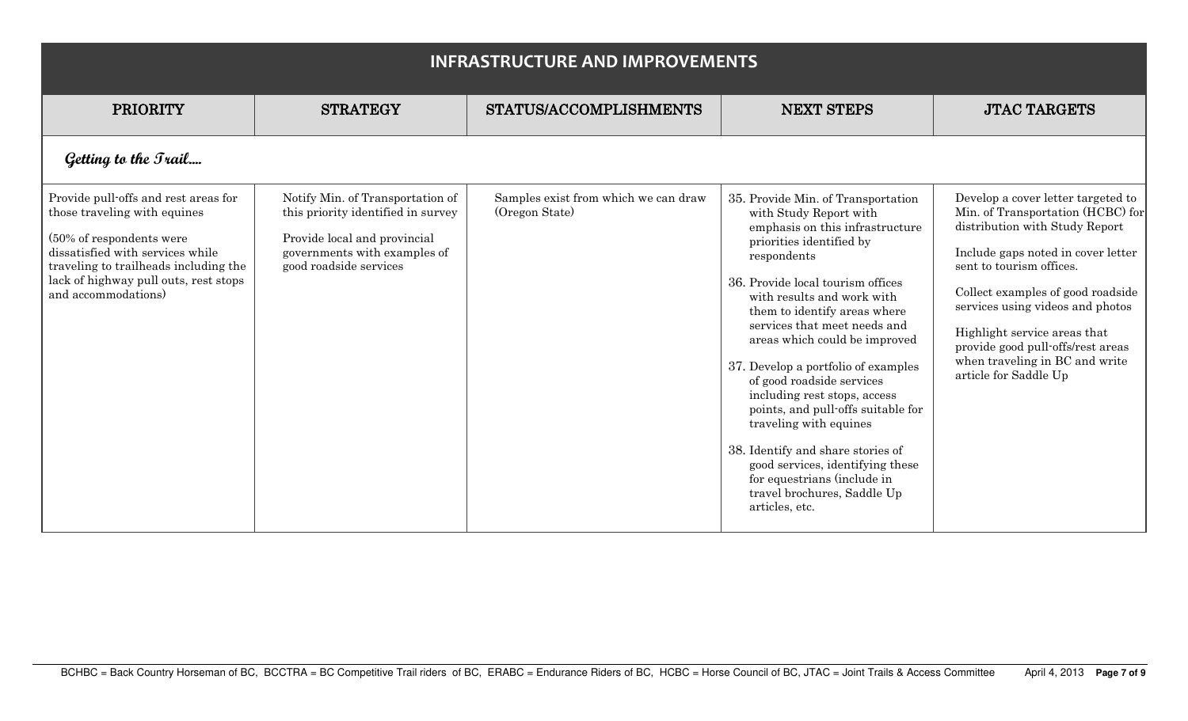# INFRASTRUCTURE AND IMPROVEMENTS

| PRIORITY | STRATEGY | STATUS/ACCOMPLISHMENTS | NEXT STEPS | JTAC TARGETS |
|---|---|---|---|---|
| ***Getting to the Trail….*** | | | | |
| Provide pull-offs and rest areas for those traveling with equines<br><br>(50% of respondents were dissatisfied with services while traveling to trailheads including the lack of highway pull outs, rest stops and accommodations) | Notify Min. of Transportation of this priority identified in survey<br><br>Provide local and provincial governments with examples of good roadside services | Samples exist from which we can draw (Oregon State) | 35. Provide Min. of Transportation with Study Report with emphasis on this infrastructure priorities identified by respondents<br><br>36. Provide local tourism offices with results and work with them to identify areas where services that meet needs and areas which could be improved<br><br>37. Develop a portfolio of examples of good roadside services including rest stops, access points, and pull-offs suitable for traveling with equines<br><br>38. Identify and share stories of good services, identifying these for equestrians (include in travel brochures, Saddle Up articles, etc. | Develop a cover letter targeted to Min. of Transportation (HCBC) for distribution with Study Report<br><br>Include gaps noted in cover letter sent to tourism offices.<br><br>Collect examples of good roadside services using videos and photos<br><br>Highlight service areas that provide good pull-offs/rest areas when traveling in BC and write article for Saddle Up |

BCHBC = Back Country Horseman of BC, BCCTRA = BC Competitive Trail riders of BC, ERABC = Endurance Riders of BC, HCBC = Horse Council of BC, JTAC = Joint Trails & Access Committee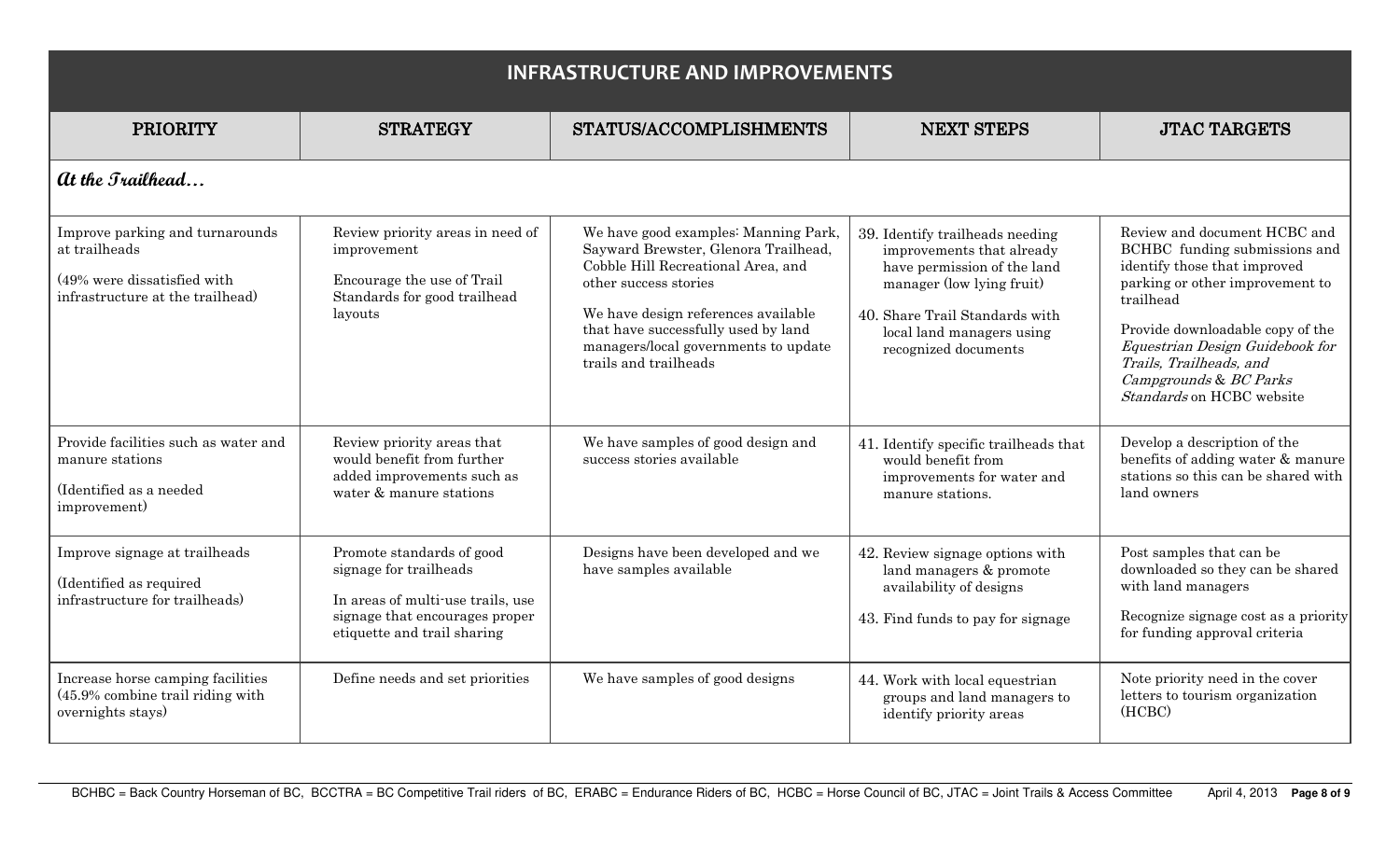## INFRASTRUCTURE AND IMPROVEMENTS

| PRIORITY | STRATEGY | STATUS/ACCOMPLISHMENTS | NEXT STEPS | JTAC TARGETS |
|---|---|---|---|---|
| ***At the Trailhead…*** | | | | |
| Improve parking and turnarounds at trailheads<br><br>(49% were dissatisfied with infrastructure at the trailhead) | Review priority areas in need of improvement<br><br>Encourage the use of Trail Standards for good trailhead layouts | We have good examples: Manning Park, Sayward Brewster, Glenora Trailhead, Cobble Hill Recreational Area, and other success stories<br><br>We have design references available that have successfully used by land managers/local governments to update trails and trailheads | 39. Identify trailheads needing improvements that already have permission of the land manager (low lying fruit)<br><br>40. Share Trail Standards with local land managers using recognized documents | Review and document HCBC and BCHBC funding submissions and identify those that improved parking or other improvement to trailhead<br><br>Provide downloadable copy of the *Equestrian Design Guidebook for Trails, Trailheads, and Campgrounds* & *BC Parks Standards* on HCBC website |
| Provide facilities such as water and manure stations<br><br>(Identified as a needed improvement) | Review priority areas that would benefit from further added improvements such as water & manure stations | We have samples of good design and success stories available | 41. Identify specific trailheads that would benefit from improvements for water and manure stations. | Develop a description of the benefits of adding water & manure stations so this can be shared with land owners |
| Improve signage at trailheads<br><br>(Identified as required infrastructure for trailheads) | Promote standards of good signage for trailheads<br><br>In areas of multi-use trails, use signage that encourages proper etiquette and trail sharing | Designs have been developed and we have samples available | 42. Review signage options with land managers & promote availability of designs<br><br>43. Find funds to pay for signage | Post samples that can be downloaded so they can be shared with land managers<br><br>Recognize signage cost as a priority for funding approval criteria |
| Increase horse camping facilities (45.9% combine trail riding with overnights stays) | Define needs and set priorities | We have samples of good designs | 44. Work with local equestrian groups and land managers to identify priority areas | Note priority need in the cover letters to tourism organization (HCBC) |

BCHBC = Back Country Horseman of BC, BCCTRA = BC Competitive Trail riders of BC, ERABC = Endurance Riders of BC, HCBC = Horse Council of BC, JTAC = Joint Trails & Access Committee April 4, 2013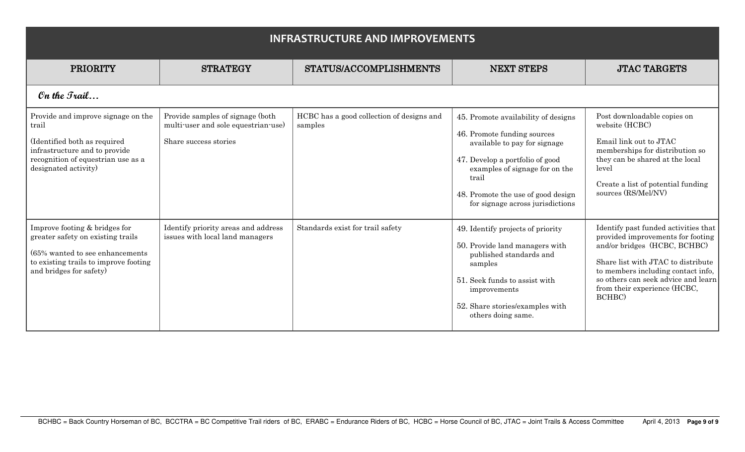## INFRASTRUCTURE AND IMPROVEMENTS

| PRIORITY | STRATEGY | STATUS/ACCOMPLISHMENTS | NEXT STEPS | JTAC TARGETS |
|---|---|---|---|---|
| ***On the Trail…*** | | | | |
| Provide and improve signage on the trail<br><br>(Identified both as required infrastructure and to provide recognition of equestrian use as a designated activity) | Provide samples of signage (both multi-user and sole equestrian-use)<br><br>Share success stories | HCBC has a good collection of designs and samples | 45. Promote availability of designs<br><br>46. Promote funding sources available to pay for signage<br><br>47. Develop a portfolio of good examples of signage for on the trail<br><br>48. Promote the use of good design for signage across jurisdictions | Post downloadable copies on website (HCBC)<br><br>Email link out to JTAC memberships for distribution so they can be shared at the local level<br><br>Create a list of potential funding sources (RS/Mel/NV) |
| Improve footing & bridges for greater safety on existing trails<br><br>(65% wanted to see enhancements to existing trails to improve footing and bridges for safety) | Identify priority areas and address issues with local land managers | Standards exist for trail safety | 49. Identify projects of priority<br><br>50. Provide land managers with published standards and samples<br><br>51. Seek funds to assist with improvements<br><br>52. Share stories/examples with others doing same. | Identify past funded activities that provided improvements for footing and/or bridges (HCBC, BCHBC)<br><br>Share list with JTAC to distribute to members including contact info, so others can seek advice and learn from their experience (HCBC, BCHBC) |

BCHBC = Back Country Horseman of BC, BCCTRA = BC Competitive Trail riders of BC, ERABC = Endurance Riders of BC, HCBC = Horse Council of BC, JTAC = Joint Trails & Access Committee

April 4, 2013